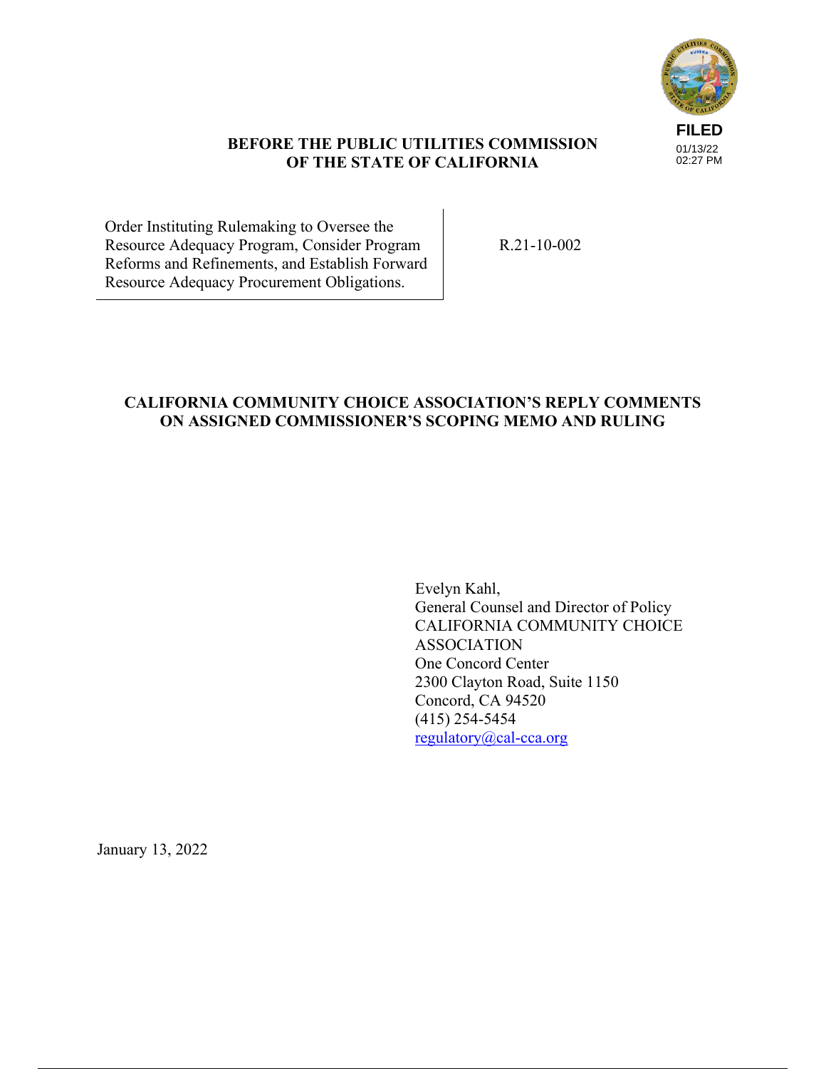FILED
01/13/22
02:27 PM

**BEFORE THE PUBLIC UTILITIES COMMISSION OF THE STATE OF CALIFORNIA**

| | |
|---|---|
| Order Instituting Rulemaking to Oversee the Resource Adequacy Program, Consider Program Reforms and Refinements, and Establish Forward Resource Adequacy Procurement Obligations. | R.21-10-002 |

# CALIFORNIA COMMUNITY CHOICE ASSOCIATION'S REPLY COMMENTS ON ASSIGNED COMMISSIONER'S SCOPING MEMO AND RULING

Evelyn Kahl,
General Counsel and Director of Policy
CALIFORNIA COMMUNITY CHOICE ASSOCIATION
One Concord Center
2300 Clayton Road, Suite 1150
Concord, CA 94520
(415) 254-5454
regulatory@cal-cca.org

January 13, 2022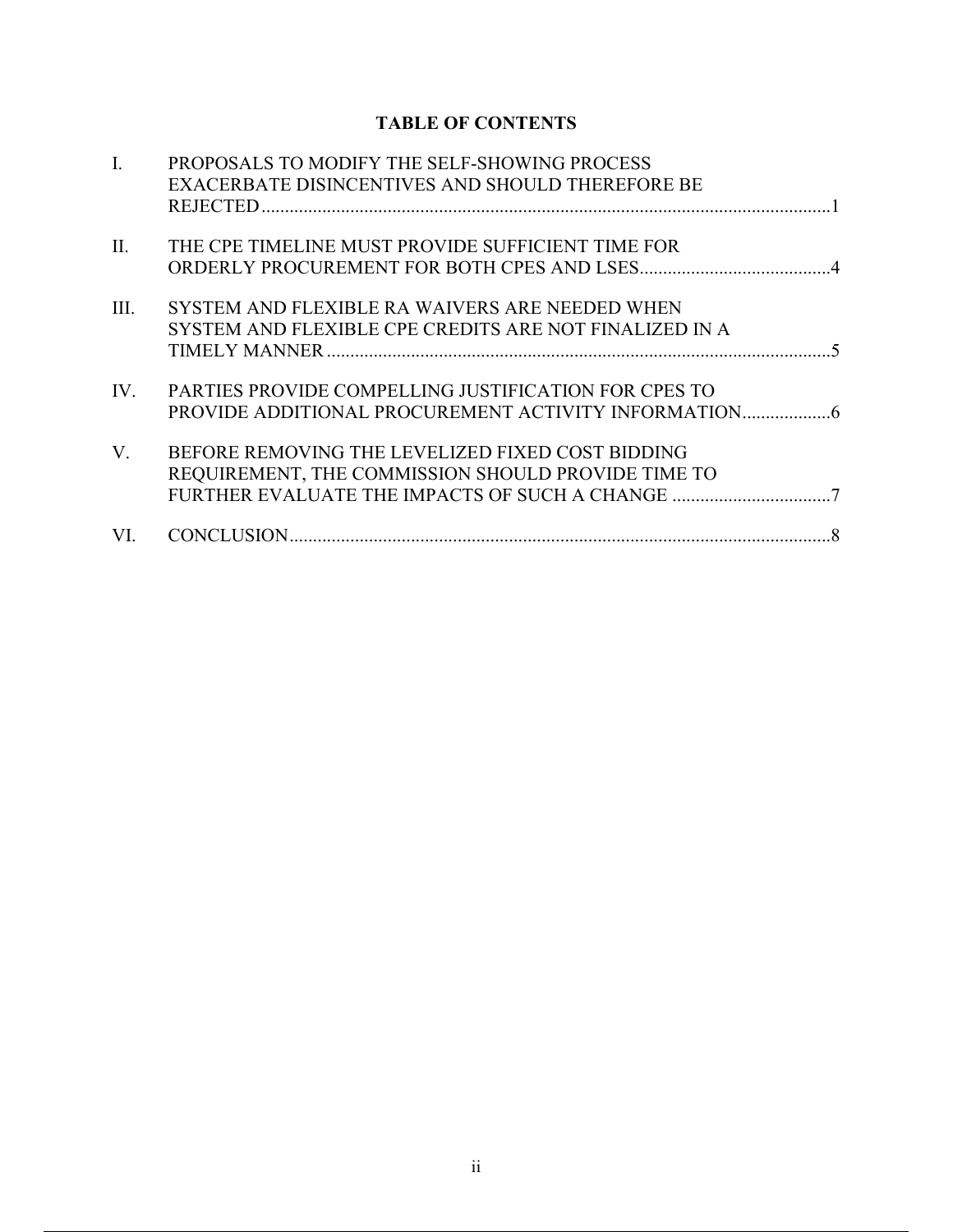**TABLE OF CONTENTS**

| | | |
|---|---|---|
| I. | PROPOSALS TO MODIFY THE SELF-SHOWING PROCESS EXACERBATE DISINCENTIVES AND SHOULD THEREFORE BE REJECTED | 1 |
| II. | THE CPE TIMELINE MUST PROVIDE SUFFICIENT TIME FOR ORDERLY PROCUREMENT FOR BOTH CPES AND LSES | 4 |
| III. | SYSTEM AND FLEXIBLE RA WAIVERS ARE NEEDED WHEN SYSTEM AND FLEXIBLE CPE CREDITS ARE NOT FINALIZED IN A TIMELY MANNER | 5 |
| IV. | PARTIES PROVIDE COMPELLING JUSTIFICATION FOR CPES TO PROVIDE ADDITIONAL PROCUREMENT ACTIVITY INFORMATION | 6 |
| V. | BEFORE REMOVING THE LEVELIZED FIXED COST BIDDING REQUIREMENT, THE COMMISSION SHOULD PROVIDE TIME TO FURTHER EVALUATE THE IMPACTS OF SUCH A CHANGE | 7 |
| VI. | CONCLUSION | 8 |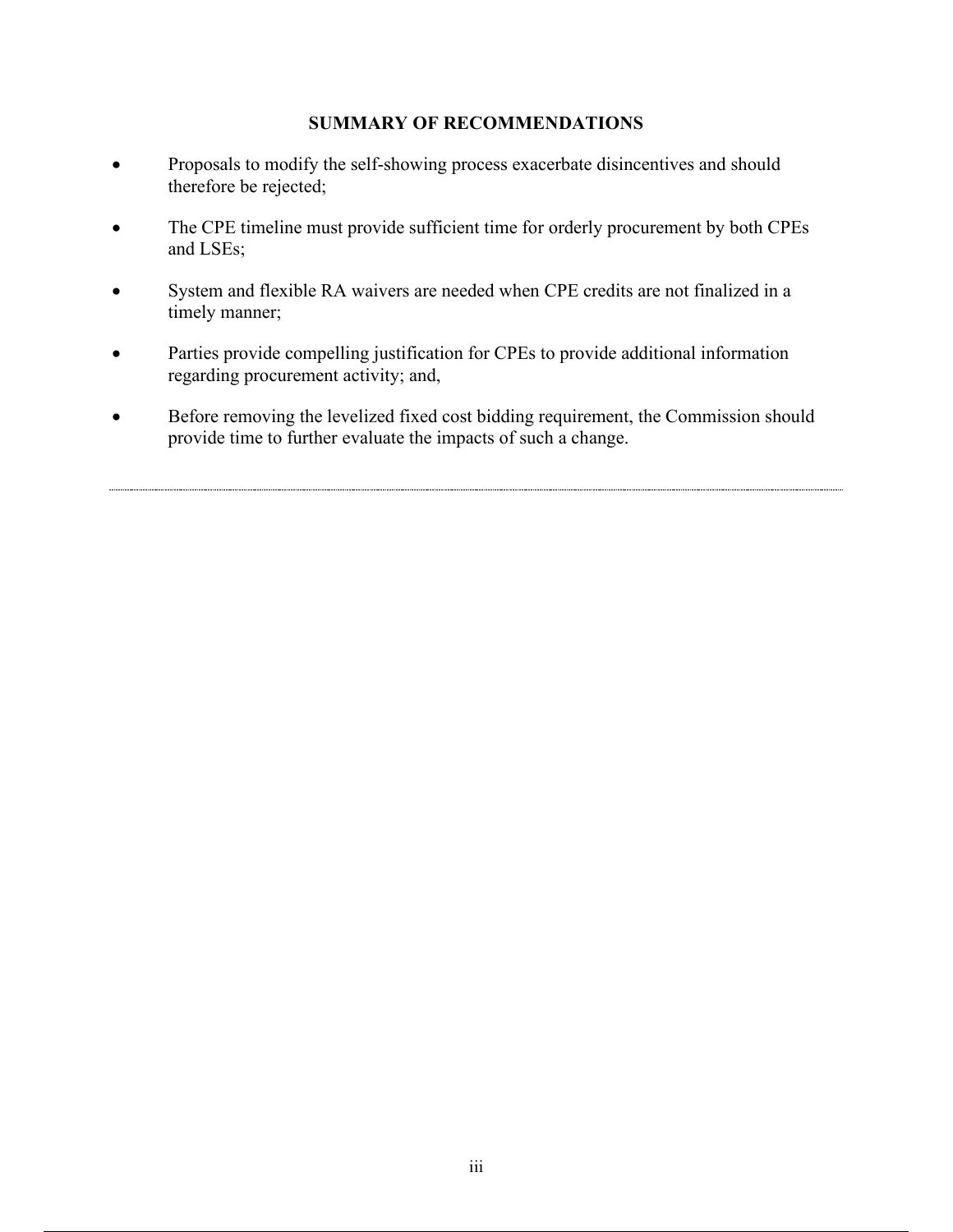## SUMMARY OF RECOMMENDATIONS

- Proposals to modify the self-showing process exacerbate disincentives and should therefore be rejected;
- The CPE timeline must provide sufficient time for orderly procurement by both CPEs and LSEs;
- System and flexible RA waivers are needed when CPE credits are not finalized in a timely manner;
- Parties provide compelling justification for CPEs to provide additional information regarding procurement activity; and,
- Before removing the levelized fixed cost bidding requirement, the Commission should provide time to further evaluate the impacts of such a change.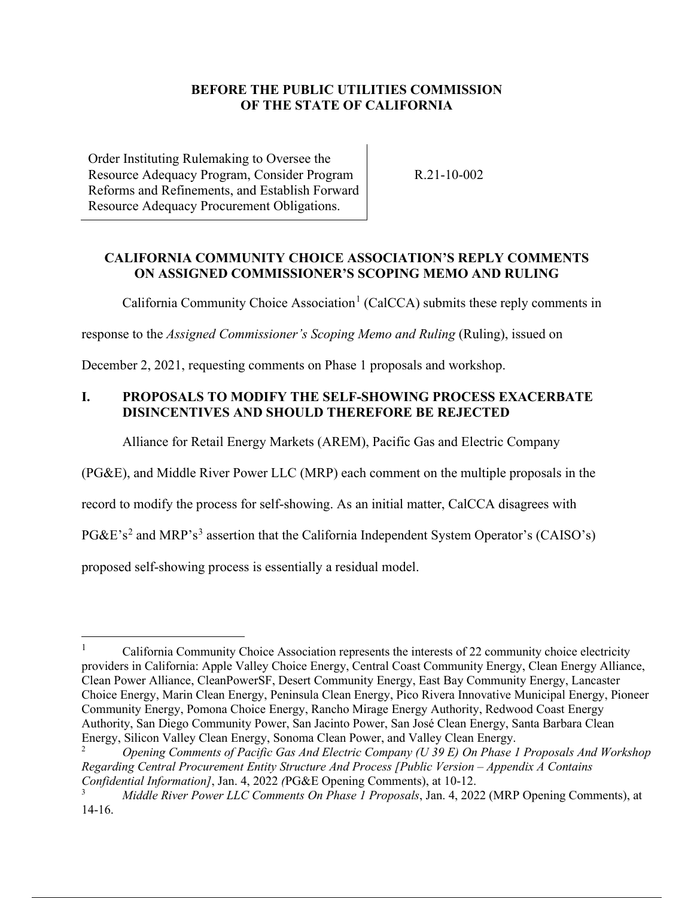**BEFORE THE PUBLIC UTILITIES COMMISSION OF THE STATE OF CALIFORNIA**

| Order Instituting Rulemaking to Oversee the Resource Adequacy Program, Consider Program Reforms and Refinements, and Establish Forward Resource Adequacy Procurement Obligations. | R.21-10-002 |
|---|---|

**CALIFORNIA COMMUNITY CHOICE ASSOCIATION'S REPLY COMMENTS ON ASSIGNED COMMISSIONER'S SCOPING MEMO AND RULING**

California Community Choice Association[1] (CalCCA) submits these reply comments in response to the *Assigned Commissioner's Scoping Memo and Ruling* (Ruling), issued on December 2, 2021, requesting comments on Phase 1 proposals and workshop.

## I. PROPOSALS TO MODIFY THE SELF-SHOWING PROCESS EXACERBATE DISINCENTIVES AND SHOULD THEREFORE BE REJECTED

Alliance for Retail Energy Markets (AREM), Pacific Gas and Electric Company (PG&E), and Middle River Power LLC (MRP) each comment on the multiple proposals in the record to modify the process for self-showing. As an initial matter, CalCCA disagrees with PG&E's[2] and MRP's[3] assertion that the California Independent System Operator's (CAISO's) proposed self-showing process is essentially a residual model.

---

[1] California Community Choice Association represents the interests of 22 community choice electricity providers in California: Apple Valley Choice Energy, Central Coast Community Energy, Clean Energy Alliance, Clean Power Alliance, CleanPowerSF, Desert Community Energy, East Bay Community Energy, Lancaster Choice Energy, Marin Clean Energy, Peninsula Clean Energy, Pico Rivera Innovative Municipal Energy, Pioneer Community Energy, Pomona Choice Energy, Rancho Mirage Energy Authority, Redwood Coast Energy Authority, San Diego Community Power, San Jacinto Power, San José Clean Energy, Santa Barbara Clean Energy, Silicon Valley Clean Energy, Sonoma Clean Power, and Valley Clean Energy.

[2] *Opening Comments of Pacific Gas And Electric Company (U 39 E) On Phase 1 Proposals And Workshop Regarding Central Procurement Entity Structure And Process [Public Version – Appendix A Contains Confidential Information]*, Jan. 4, 2022 (PG&E Opening Comments), at 10-12.

[3] *Middle River Power LLC Comments On Phase 1 Proposals*, Jan. 4, 2022 (MRP Opening Comments), at 14-16.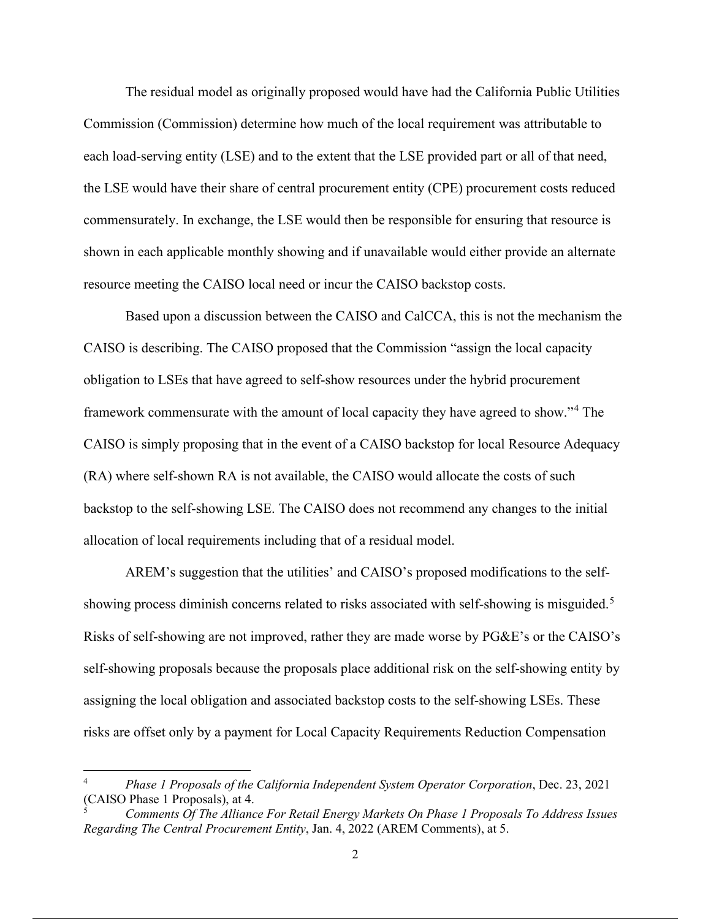The residual model as originally proposed would have had the California Public Utilities Commission (Commission) determine how much of the local requirement was attributable to each load-serving entity (LSE) and to the extent that the LSE provided part or all of that need, the LSE would have their share of central procurement entity (CPE) procurement costs reduced commensurately. In exchange, the LSE would then be responsible for ensuring that resource is shown in each applicable monthly showing and if unavailable would either provide an alternate resource meeting the CAISO local need or incur the CAISO backstop costs.

Based upon a discussion between the CAISO and CalCCA, this is not the mechanism the CAISO is describing. The CAISO proposed that the Commission "assign the local capacity obligation to LSEs that have agreed to self-show resources under the hybrid procurement framework commensurate with the amount of local capacity they have agreed to show."[4] The CAISO is simply proposing that in the event of a CAISO backstop for local Resource Adequacy (RA) where self-shown RA is not available, the CAISO would allocate the costs of such backstop to the self-showing LSE. The CAISO does not recommend any changes to the initial allocation of local requirements including that of a residual model.

AREM's suggestion that the utilities' and CAISO's proposed modifications to the self-showing process diminish concerns related to risks associated with self-showing is misguided.[5] Risks of self-showing are not improved, rather they are made worse by PG&E's or the CAISO's self-showing proposals because the proposals place additional risk on the self-showing entity by assigning the local obligation and associated backstop costs to the self-showing LSEs. These risks are offset only by a payment for Local Capacity Requirements Reduction Compensation

---

[4] *Phase 1 Proposals of the California Independent System Operator Corporation*, Dec. 23, 2021 (CAISO Phase 1 Proposals), at 4.

[5] *Comments Of The Alliance For Retail Energy Markets On Phase 1 Proposals To Address Issues Regarding The Central Procurement Entity*, Jan. 4, 2022 (AREM Comments), at 5.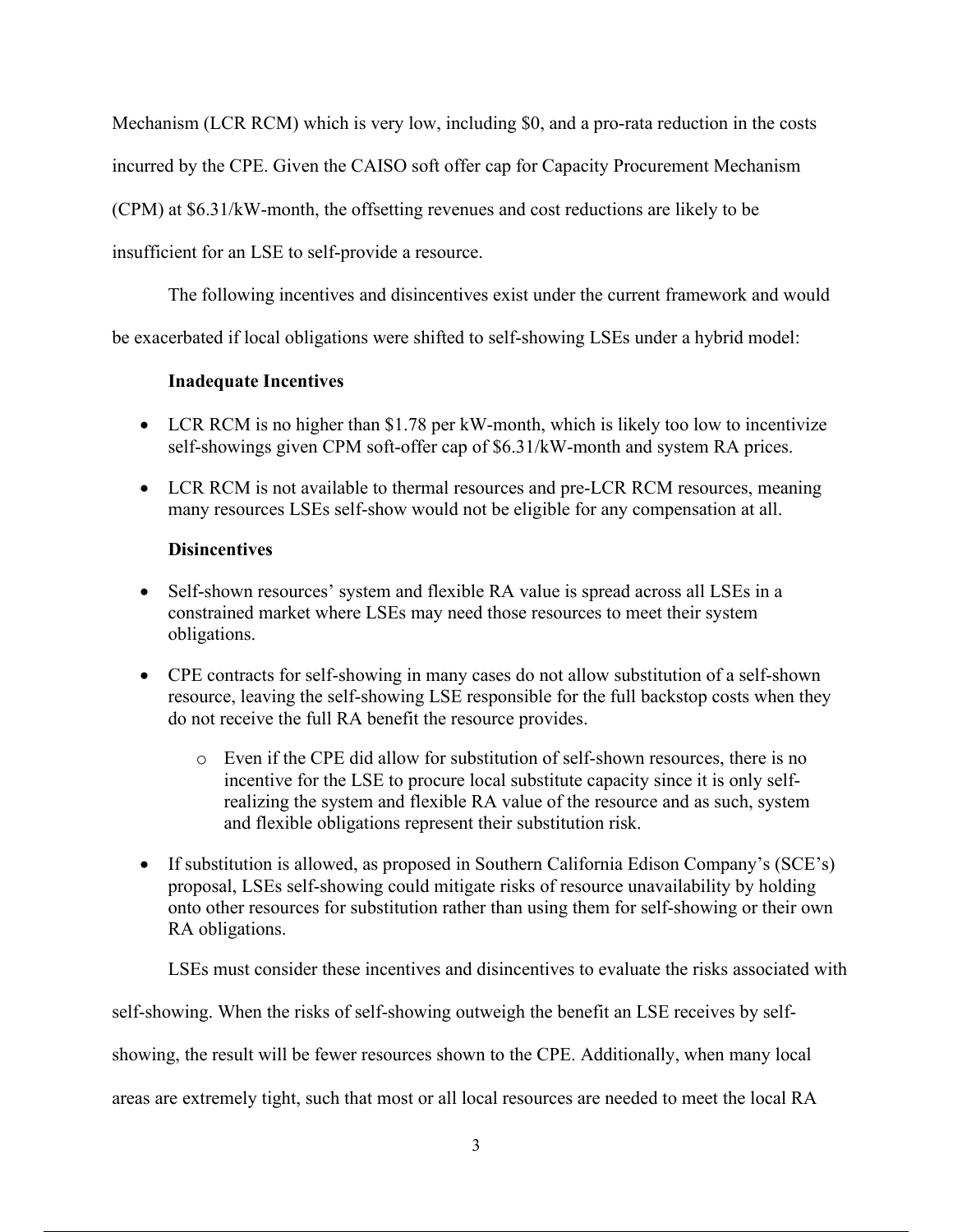Mechanism (LCR RCM) which is very low, including $0, and a pro-rata reduction in the costs incurred by the CPE. Given the CAISO soft offer cap for Capacity Procurement Mechanism (CPM) at $6.31/kW-month, the offsetting revenues and cost reductions are likely to be insufficient for an LSE to self-provide a resource.

The following incentives and disincentives exist under the current framework and would be exacerbated if local obligations were shifted to self-showing LSEs under a hybrid model:

**Inadequate Incentives**

- LCR RCM is no higher than $1.78 per kW-month, which is likely too low to incentivize self-showings given CPM soft-offer cap of $6.31/kW-month and system RA prices.
- LCR RCM is not available to thermal resources and pre-LCR RCM resources, meaning many resources LSEs self-show would not be eligible for any compensation at all.

**Disincentives**

- Self-shown resources' system and flexible RA value is spread across all LSEs in a constrained market where LSEs may need those resources to meet their system obligations.
- CPE contracts for self-showing in many cases do not allow substitution of a self-shown resource, leaving the self-showing LSE responsible for the full backstop costs when they do not receive the full RA benefit the resource provides.
    - Even if the CPE did allow for substitution of self-shown resources, there is no incentive for the LSE to procure local substitute capacity since it is only self-realizing the system and flexible RA value of the resource and as such, system and flexible obligations represent their substitution risk.
- If substitution is allowed, as proposed in Southern California Edison Company's (SCE's) proposal, LSEs self-showing could mitigate risks of resource unavailability by holding onto other resources for substitution rather than using them for self-showing or their own RA obligations.

LSEs must consider these incentives and disincentives to evaluate the risks associated with self-showing. When the risks of self-showing outweigh the benefit an LSE receives by self-showing, the result will be fewer resources shown to the CPE. Additionally, when many local areas are extremely tight, such that most or all local resources are needed to meet the local RA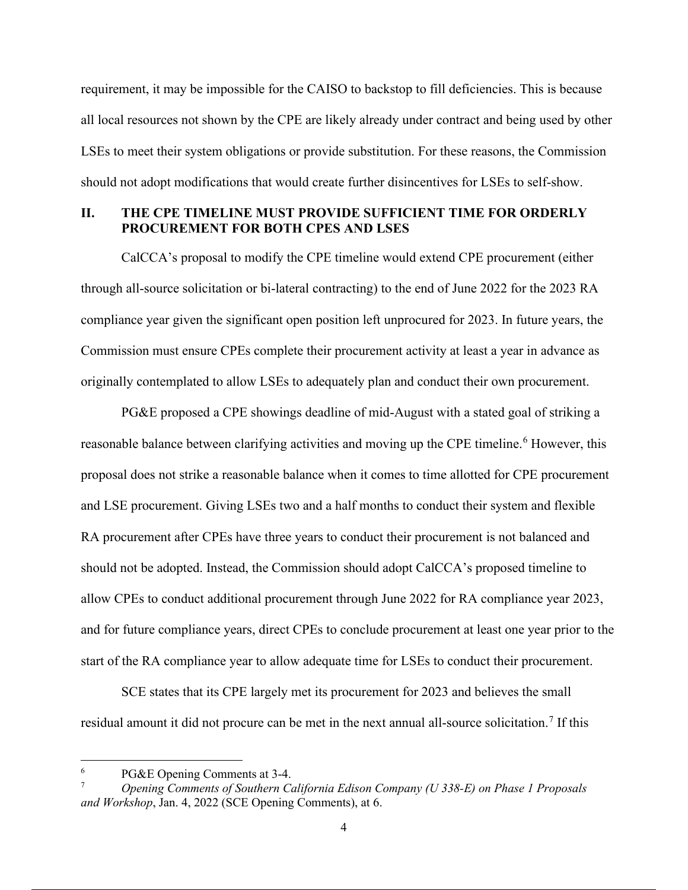requirement, it may be impossible for the CAISO to backstop to fill deficiencies. This is because all local resources not shown by the CPE are likely already under contract and being used by other LSEs to meet their system obligations or provide substitution. For these reasons, the Commission should not adopt modifications that would create further disincentives for LSEs to self-show.

## II. THE CPE TIMELINE MUST PROVIDE SUFFICIENT TIME FOR ORDERLY PROCUREMENT FOR BOTH CPES AND LSES

CalCCA's proposal to modify the CPE timeline would extend CPE procurement (either through all-source solicitation or bi-lateral contracting) to the end of June 2022 for the 2023 RA compliance year given the significant open position left unprocured for 2023. In future years, the Commission must ensure CPEs complete their procurement activity at least a year in advance as originally contemplated to allow LSEs to adequately plan and conduct their own procurement.

PG&E proposed a CPE showings deadline of mid-August with a stated goal of striking a reasonable balance between clarifying activities and moving up the CPE timeline.[6] However, this proposal does not strike a reasonable balance when it comes to time allotted for CPE procurement and LSE procurement. Giving LSEs two and a half months to conduct their system and flexible RA procurement after CPEs have three years to conduct their procurement is not balanced and should not be adopted. Instead, the Commission should adopt CalCCA's proposed timeline to allow CPEs to conduct additional procurement through June 2022 for RA compliance year 2023, and for future compliance years, direct CPEs to conclude procurement at least one year prior to the start of the RA compliance year to allow adequate time for LSEs to conduct their procurement.

SCE states that its CPE largely met its procurement for 2023 and believes the small residual amount it did not procure can be met in the next annual all-source solicitation.[7] If this

---

[6] PG&E Opening Comments at 3-4.

[7] *Opening Comments of Southern California Edison Company (U 338-E) on Phase 1 Proposals and Workshop*, Jan. 4, 2022 (SCE Opening Comments), at 6.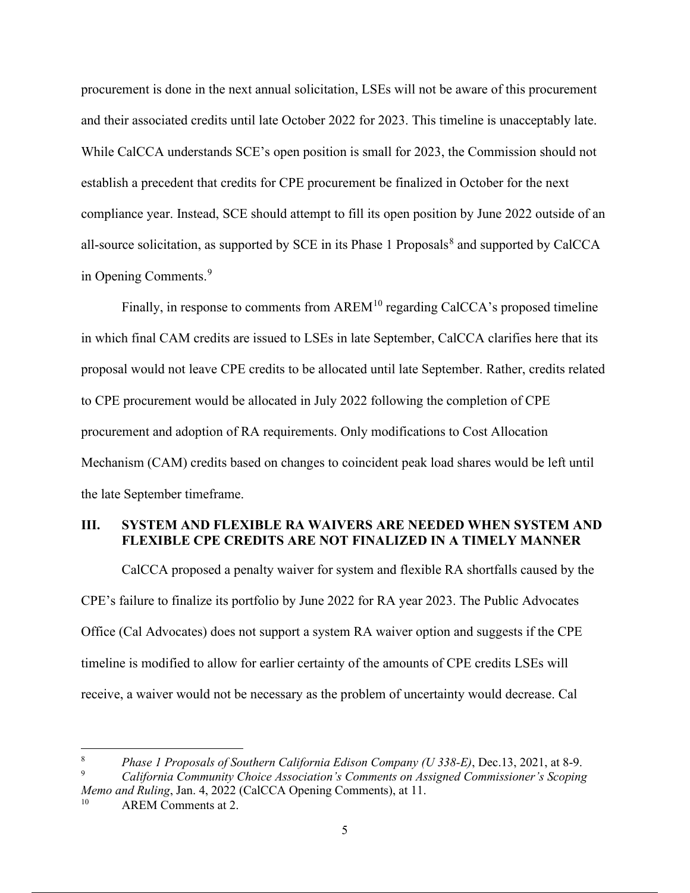procurement is done in the next annual solicitation, LSEs will not be aware of this procurement and their associated credits until late October 2022 for 2023. This timeline is unacceptably late. While CalCCA understands SCE's open position is small for 2023, the Commission should not establish a precedent that credits for CPE procurement be finalized in October for the next compliance year. Instead, SCE should attempt to fill its open position by June 2022 outside of an all-source solicitation, as supported by SCE in its Phase 1 Proposals[8] and supported by CalCCA in Opening Comments.[9]

Finally, in response to comments from AREM[10] regarding CalCCA's proposed timeline in which final CAM credits are issued to LSEs in late September, CalCCA clarifies here that its proposal would not leave CPE credits to be allocated until late September. Rather, credits related to CPE procurement would be allocated in July 2022 following the completion of CPE procurement and adoption of RA requirements. Only modifications to Cost Allocation Mechanism (CAM) credits based on changes to coincident peak load shares would be left until the late September timeframe.

## III. SYSTEM AND FLEXIBLE RA WAIVERS ARE NEEDED WHEN SYSTEM AND FLEXIBLE CPE CREDITS ARE NOT FINALIZED IN A TIMELY MANNER

CalCCA proposed a penalty waiver for system and flexible RA shortfalls caused by the CPE's failure to finalize its portfolio by June 2022 for RA year 2023. The Public Advocates Office (Cal Advocates) does not support a system RA waiver option and suggests if the CPE timeline is modified to allow for earlier certainty of the amounts of CPE credits LSEs will receive, a waiver would not be necessary as the problem of uncertainty would decrease. Cal

---

[8] *Phase 1 Proposals of Southern California Edison Company (U 338-E)*, Dec.13, 2021, at 8-9.

[9] *California Community Choice Association's Comments on Assigned Commissioner's Scoping Memo and Ruling*, Jan. 4, 2022 (CalCCA Opening Comments), at 11.

[10] AREM Comments at 2.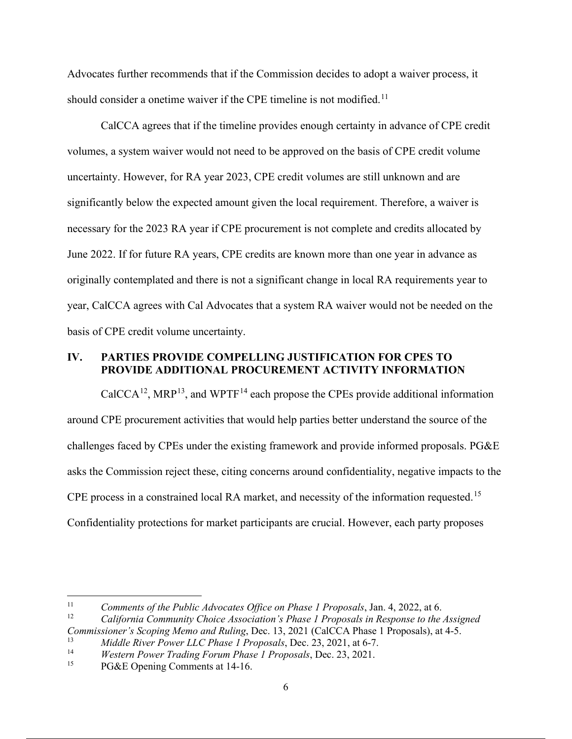Advocates further recommends that if the Commission decides to adopt a waiver process, it should consider a onetime waiver if the CPE timeline is not modified.[11]

CalCCA agrees that if the timeline provides enough certainty in advance of CPE credit volumes, a system waiver would not need to be approved on the basis of CPE credit volume uncertainty. However, for RA year 2023, CPE credit volumes are still unknown and are significantly below the expected amount given the local requirement. Therefore, a waiver is necessary for the 2023 RA year if CPE procurement is not complete and credits allocated by June 2022. If for future RA years, CPE credits are known more than one year in advance as originally contemplated and there is not a significant change in local RA requirements year to year, CalCCA agrees with Cal Advocates that a system RA waiver would not be needed on the basis of CPE credit volume uncertainty.

## IV. PARTIES PROVIDE COMPELLING JUSTIFICATION FOR CPES TO PROVIDE ADDITIONAL PROCUREMENT ACTIVITY INFORMATION

CalCCA[12], MRP[13], and WPTF[14] each propose the CPEs provide additional information around CPE procurement activities that would help parties better understand the source of the challenges faced by CPEs under the existing framework and provide informed proposals. PG&E asks the Commission reject these, citing concerns around confidentiality, negative impacts to the CPE process in a constrained local RA market, and necessity of the information requested.[15] Confidentiality protections for market participants are crucial. However, each party proposes

---

[11] *Comments of the Public Advocates Office on Phase 1 Proposals*, Jan. 4, 2022, at 6.

[12] *California Community Choice Association's Phase 1 Proposals in Response to the Assigned Commissioner's Scoping Memo and Ruling*, Dec. 13, 2021 (CalCCA Phase 1 Proposals), at 4-5.

[13] *Middle River Power LLC Phase 1 Proposals*, Dec. 23, 2021, at 6-7.

[14] *Western Power Trading Forum Phase 1 Proposals*, Dec. 23, 2021.

[15] PG&E Opening Comments at 14-16.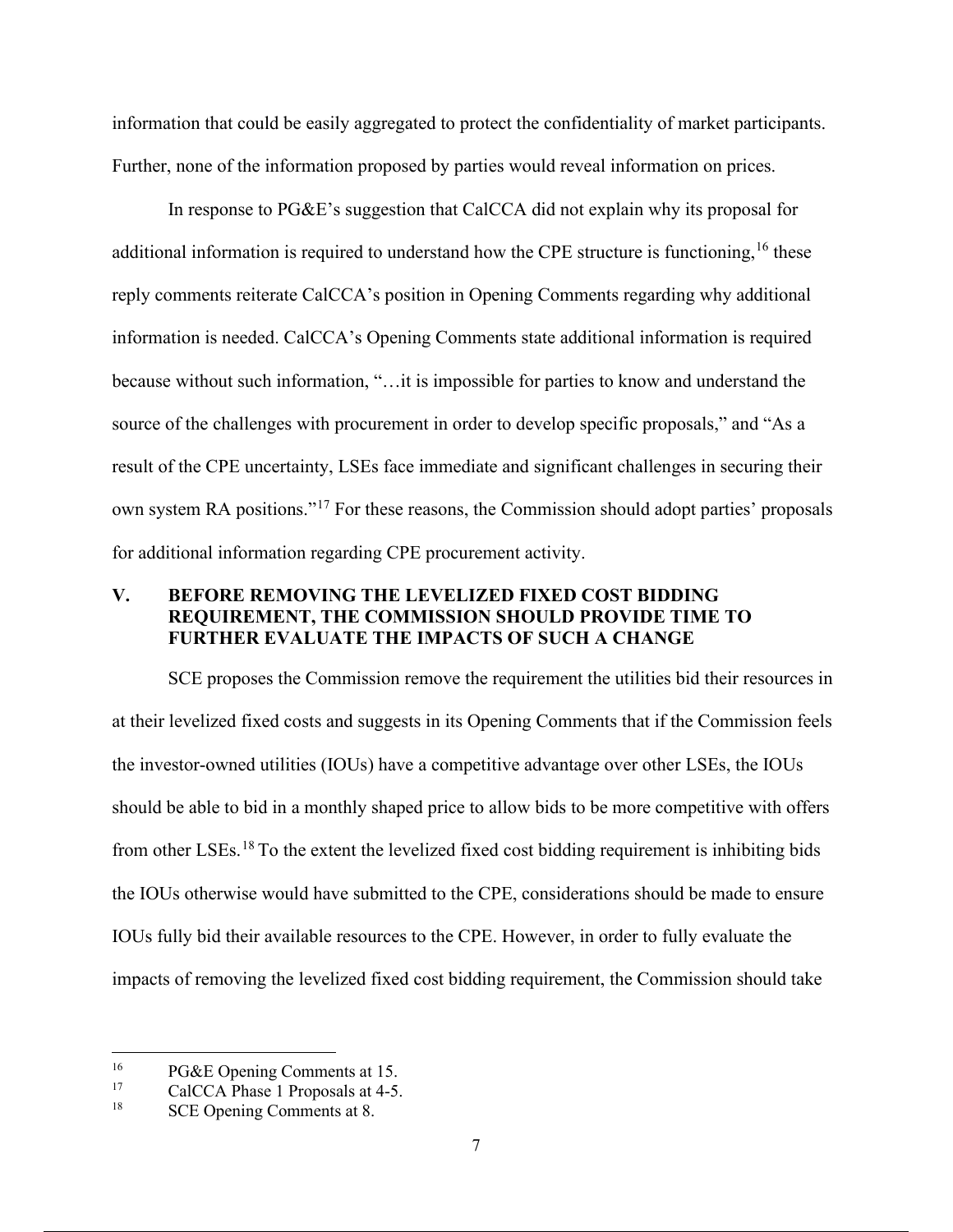information that could be easily aggregated to protect the confidentiality of market participants. Further, none of the information proposed by parties would reveal information on prices.

In response to PG&E's suggestion that CalCCA did not explain why its proposal for additional information is required to understand how the CPE structure is functioning,[16] these reply comments reiterate CalCCA's position in Opening Comments regarding why additional information is needed. CalCCA's Opening Comments state additional information is required because without such information, "…it is impossible for parties to know and understand the source of the challenges with procurement in order to develop specific proposals," and "As a result of the CPE uncertainty, LSEs face immediate and significant challenges in securing their own system RA positions."[17] For these reasons, the Commission should adopt parties' proposals for additional information regarding CPE procurement activity.

## V. BEFORE REMOVING THE LEVELIZED FIXED COST BIDDING REQUIREMENT, THE COMMISSION SHOULD PROVIDE TIME TO FURTHER EVALUATE THE IMPACTS OF SUCH A CHANGE

SCE proposes the Commission remove the requirement the utilities bid their resources in at their levelized fixed costs and suggests in its Opening Comments that if the Commission feels the investor-owned utilities (IOUs) have a competitive advantage over other LSEs, the IOUs should be able to bid in a monthly shaped price to allow bids to be more competitive with offers from other LSEs.[18] To the extent the levelized fixed cost bidding requirement is inhibiting bids the IOUs otherwise would have submitted to the CPE, considerations should be made to ensure IOUs fully bid their available resources to the CPE. However, in order to fully evaluate the impacts of removing the levelized fixed cost bidding requirement, the Commission should take

---

[16] PG&E Opening Comments at 15.

[17] CalCCA Phase 1 Proposals at 4-5.

[18] SCE Opening Comments at 8.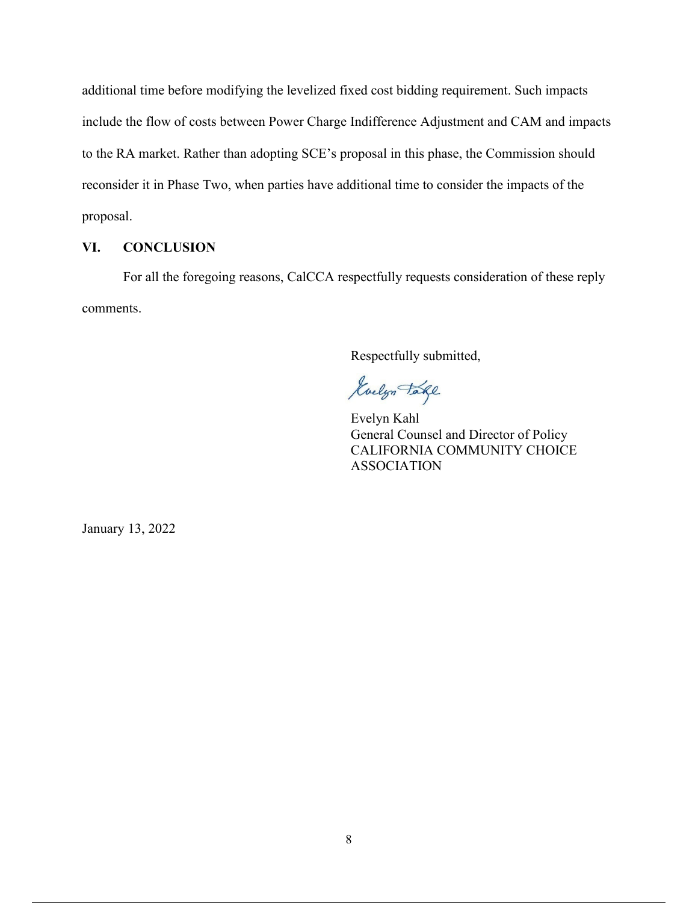additional time before modifying the levelized fixed cost bidding requirement. Such impacts include the flow of costs between Power Charge Indifference Adjustment and CAM and impacts to the RA market. Rather than adopting SCE's proposal in this phase, the Commission should reconsider it in Phase Two, when parties have additional time to consider the impacts of the proposal.

## VI. CONCLUSION

For all the foregoing reasons, CalCCA respectfully requests consideration of these reply comments.

Respectfully submitted,

Evelyn Kahl
General Counsel and Director of Policy
CALIFORNIA COMMUNITY CHOICE ASSOCIATION

January 13, 2022